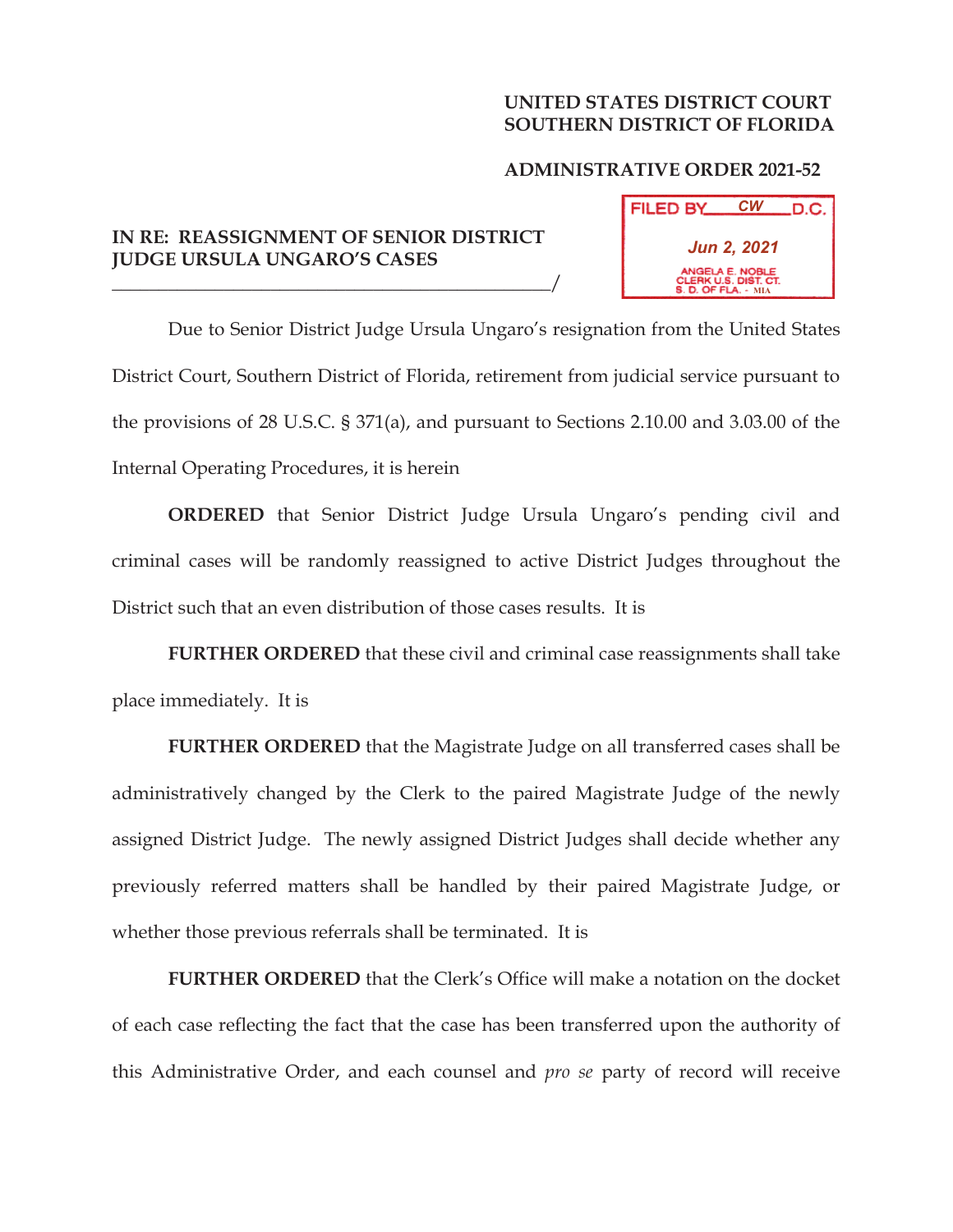**UNITED STATES DISTRICT COURT**
**SOUTHERN DISTRICT OF FLORIDA**

**ADMINISTRATIVE ORDER 2021-52**

FILED BY CW D.C.
Jun 2, 2021
ANGELA E. NOBLE
CLERK U.S. DIST. CT.
S. D. OF FLA. - MIA

**IN RE: REASSIGNMENT OF SENIOR DISTRICT JUDGE URSULA UNGARO'S CASES**
_______________________________________________/

Due to Senior District Judge Ursula Ungaro's resignation from the United States District Court, Southern District of Florida, retirement from judicial service pursuant to the provisions of 28 U.S.C. § 371(a), and pursuant to Sections 2.10.00 and 3.03.00 of the Internal Operating Procedures, it is herein

**ORDERED** that Senior District Judge Ursula Ungaro's pending civil and criminal cases will be randomly reassigned to active District Judges throughout the District such that an even distribution of those cases results. It is

**FURTHER ORDERED** that these civil and criminal case reassignments shall take place immediately. It is

**FURTHER ORDERED** that the Magistrate Judge on all transferred cases shall be administratively changed by the Clerk to the paired Magistrate Judge of the newly assigned District Judge. The newly assigned District Judges shall decide whether any previously referred matters shall be handled by their paired Magistrate Judge, or whether those previous referrals shall be terminated. It is

**FURTHER ORDERED** that the Clerk's Office will make a notation on the docket of each case reflecting the fact that the case has been transferred upon the authority of this Administrative Order, and each counsel and *pro se* party of record will receive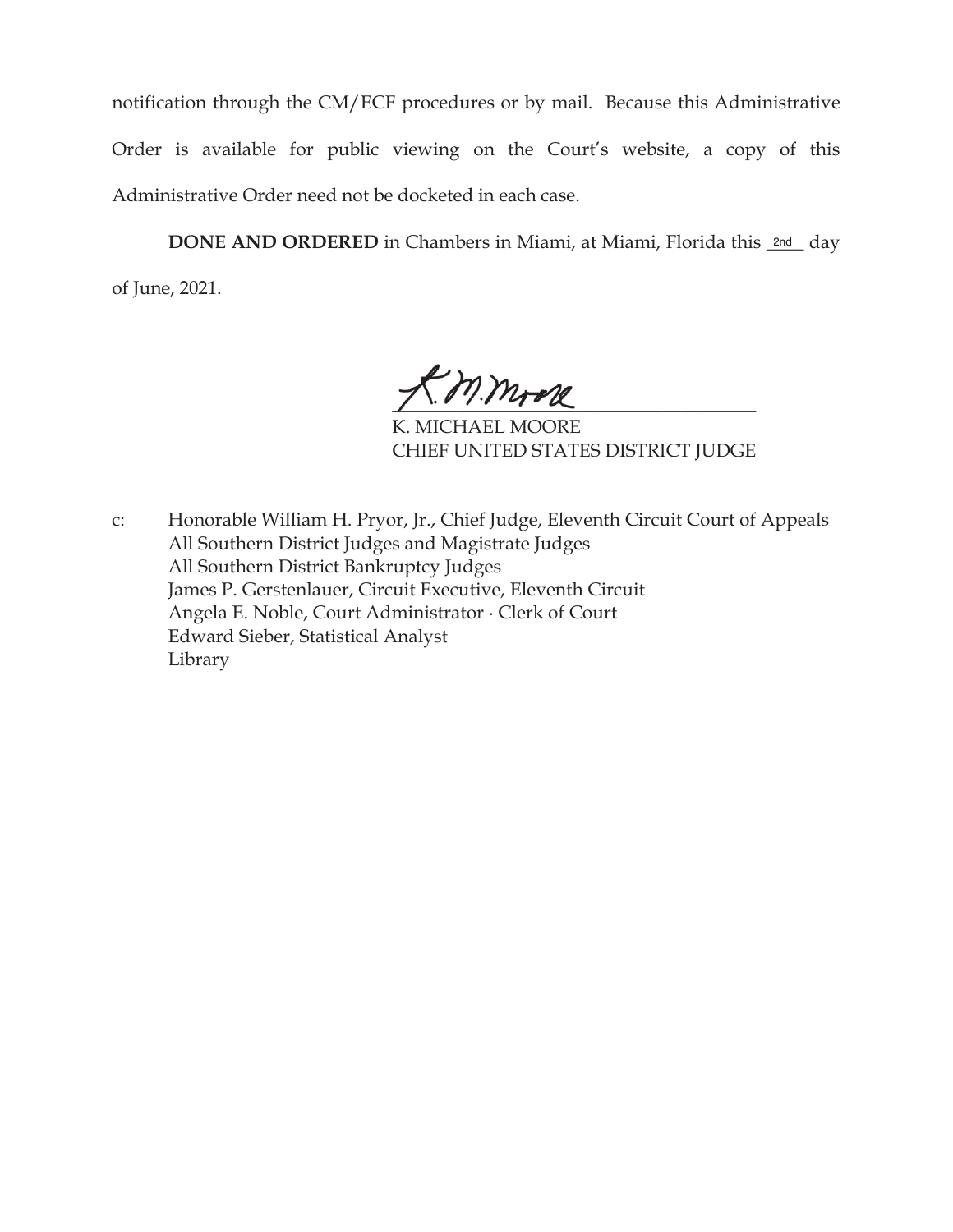notification through the CM/ECF procedures or by mail. Because this Administrative Order is available for public viewing on the Court's website, a copy of this Administrative Order need not be docketed in each case.

**DONE AND ORDERED** in Chambers in Miami, at Miami, Florida this 2nd day of June, 2021.

K. MICHAEL MOORE
CHIEF UNITED STATES DISTRICT JUDGE

c: Honorable William H. Pryor, Jr., Chief Judge, Eleventh Circuit Court of Appeals
All Southern District Judges and Magistrate Judges
All Southern District Bankruptcy Judges
James P. Gerstenlauer, Circuit Executive, Eleventh Circuit
Angela E. Noble, Court Administrator · Clerk of Court
Edward Sieber, Statistical Analyst
Library